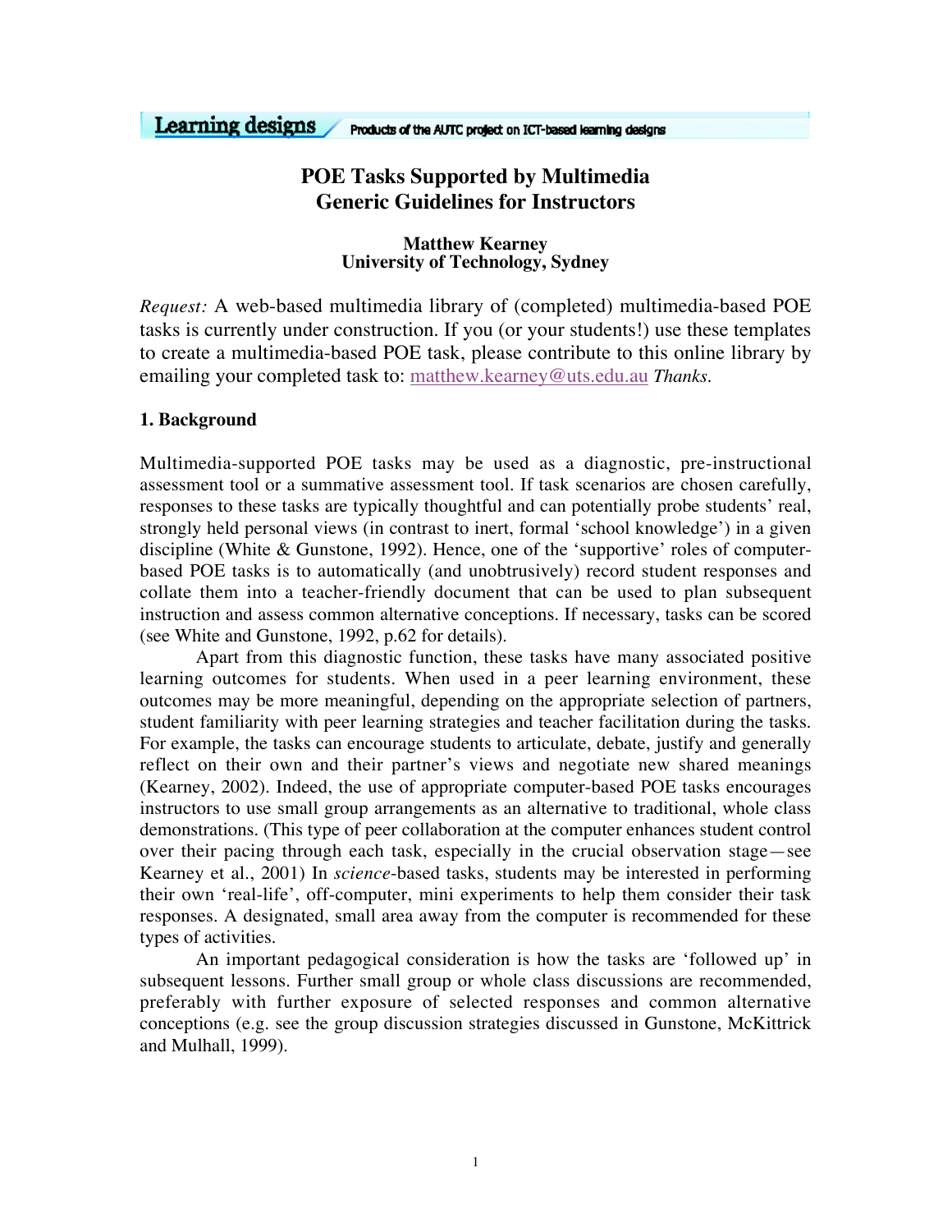Learning designs — Products of the AUTC project on ICT-based learning designs

# POE Tasks Supported by Multimedia
# Generic Guidelines for Instructors

**Matthew Kearney**
**University of Technology, Sydney**

*Request:* A web-based multimedia library of (completed) multimedia-based POE tasks is currently under construction. If you (or your students!) use these templates to create a multimedia-based POE task, please contribute to this online library by emailing your completed task to: matthew.kearney@uts.edu.au *Thanks.*

## 1. Background

Multimedia-supported POE tasks may be used as a diagnostic, pre-instructional assessment tool or a summative assessment tool. If task scenarios are chosen carefully, responses to these tasks are typically thoughtful and can potentially probe students' real, strongly held personal views (in contrast to inert, formal 'school knowledge') in a given discipline (White & Gunstone, 1992). Hence, one of the 'supportive' roles of computer-based POE tasks is to automatically (and unobtrusively) record student responses and collate them into a teacher-friendly document that can be used to plan subsequent instruction and assess common alternative conceptions. If necessary, tasks can be scored (see White and Gunstone, 1992, p.62 for details).

Apart from this diagnostic function, these tasks have many associated positive learning outcomes for students. When used in a peer learning environment, these outcomes may be more meaningful, depending on the appropriate selection of partners, student familiarity with peer learning strategies and teacher facilitation during the tasks. For example, the tasks can encourage students to articulate, debate, justify and generally reflect on their own and their partner's views and negotiate new shared meanings (Kearney, 2002). Indeed, the use of appropriate computer-based POE tasks encourages instructors to use small group arrangements as an alternative to traditional, whole class demonstrations. (This type of peer collaboration at the computer enhances student control over their pacing through each task, especially in the crucial observation stage—see Kearney et al., 2001) In *science*-based tasks, students may be interested in performing their own 'real-life', off-computer, mini experiments to help them consider their task responses. A designated, small area away from the computer is recommended for these types of activities.

An important pedagogical consideration is how the tasks are 'followed up' in subsequent lessons. Further small group or whole class discussions are recommended, preferably with further exposure of selected responses and common alternative conceptions (e.g. see the group discussion strategies discussed in Gunstone, McKittrick and Mulhall, 1999).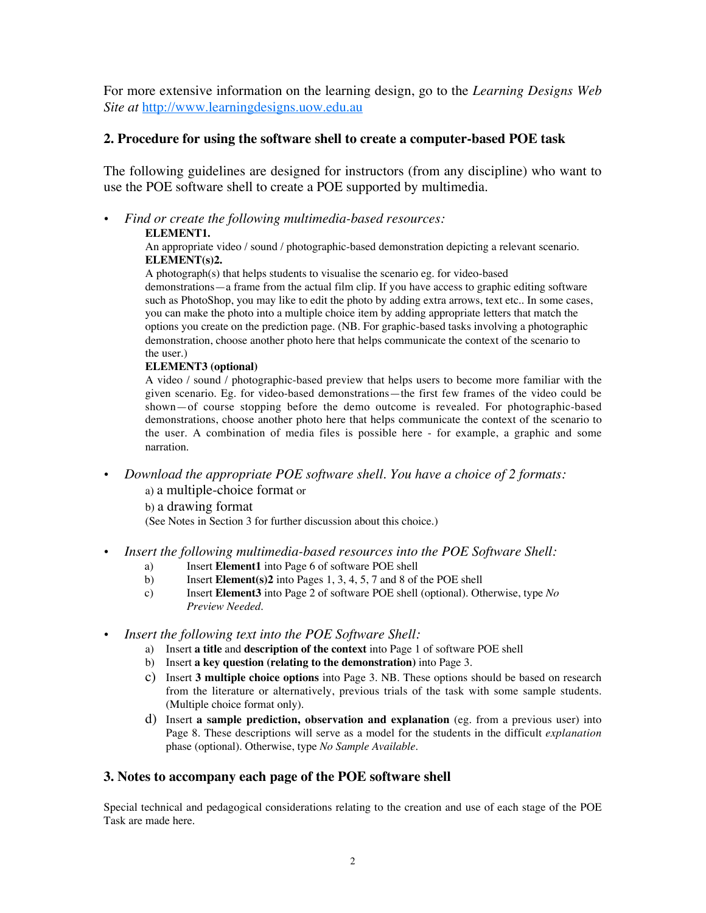For more extensive information on the learning design, go to the *Learning Designs Web Site at* [http://www.learningdesigns.uow.edu.au](http://www.learningdesigns.uow.edu.au)

## 2. Procedure for using the software shell to create a computer-based POE task

The following guidelines are designed for instructors (from any discipline) who want to use the POE software shell to create a POE supported by multimedia.

- *Find or create the following multimedia-based resources:*

  **ELEMENT1.**
  An appropriate video / sound / photographic-based demonstration depicting a relevant scenario.

  **ELEMENT(s)2.**
  A photograph(s) that helps students to visualise the scenario eg. for video-based demonstrations—a frame from the actual film clip. If you have access to graphic editing software such as PhotoShop, you may like to edit the photo by adding extra arrows, text etc.. In some cases, you can make the photo into a multiple choice item by adding appropriate letters that match the options you create on the prediction page. (NB. For graphic-based tasks involving a photographic demonstration, choose another photo here that helps communicate the context of the scenario to the user.)

  **ELEMENT3 (optional)**
  A video / sound / photographic-based preview that helps users to become more familiar with the given scenario. Eg. for video-based demonstrations—the first few frames of the video could be shown—of course stopping before the demo outcome is revealed. For photographic-based demonstrations, choose another photo here that helps communicate the context of the scenario to the user. A combination of media files is possible here - for example, a graphic and some narration.

- *Download the appropriate POE software shell. You have a choice of 2 formats:*

  a) a multiple-choice format or

  b) a drawing format

  (See Notes in Section 3 for further discussion about this choice.)

- *Insert the following multimedia-based resources into the POE Software Shell:*
  a) Insert **Element1** into Page 6 of software POE shell
  b) Insert **Element(s)2** into Pages 1, 3, 4, 5, 7 and 8 of the POE shell
  c) Insert **Element3** into Page 2 of software POE shell (optional). Otherwise, type *No Preview Needed.*

- *Insert the following text into the POE Software Shell:*
  a) Insert **a title** and **description of the context** into Page 1 of software POE shell
  b) Insert **a key question (relating to the demonstration)** into Page 3.
  c) Insert **3 multiple choice options** into Page 3. NB. These options should be based on research from the literature or alternatively, previous trials of the task with some sample students. (Multiple choice format only).
  d) Insert **a sample prediction, observation and explanation** (eg. from a previous user) into Page 8. These descriptions will serve as a model for the students in the difficult *explanation* phase (optional). Otherwise, type *No Sample Available*.

## 3. Notes to accompany each page of the POE software shell

Special technical and pedagogical considerations relating to the creation and use of each stage of the POE Task are made here.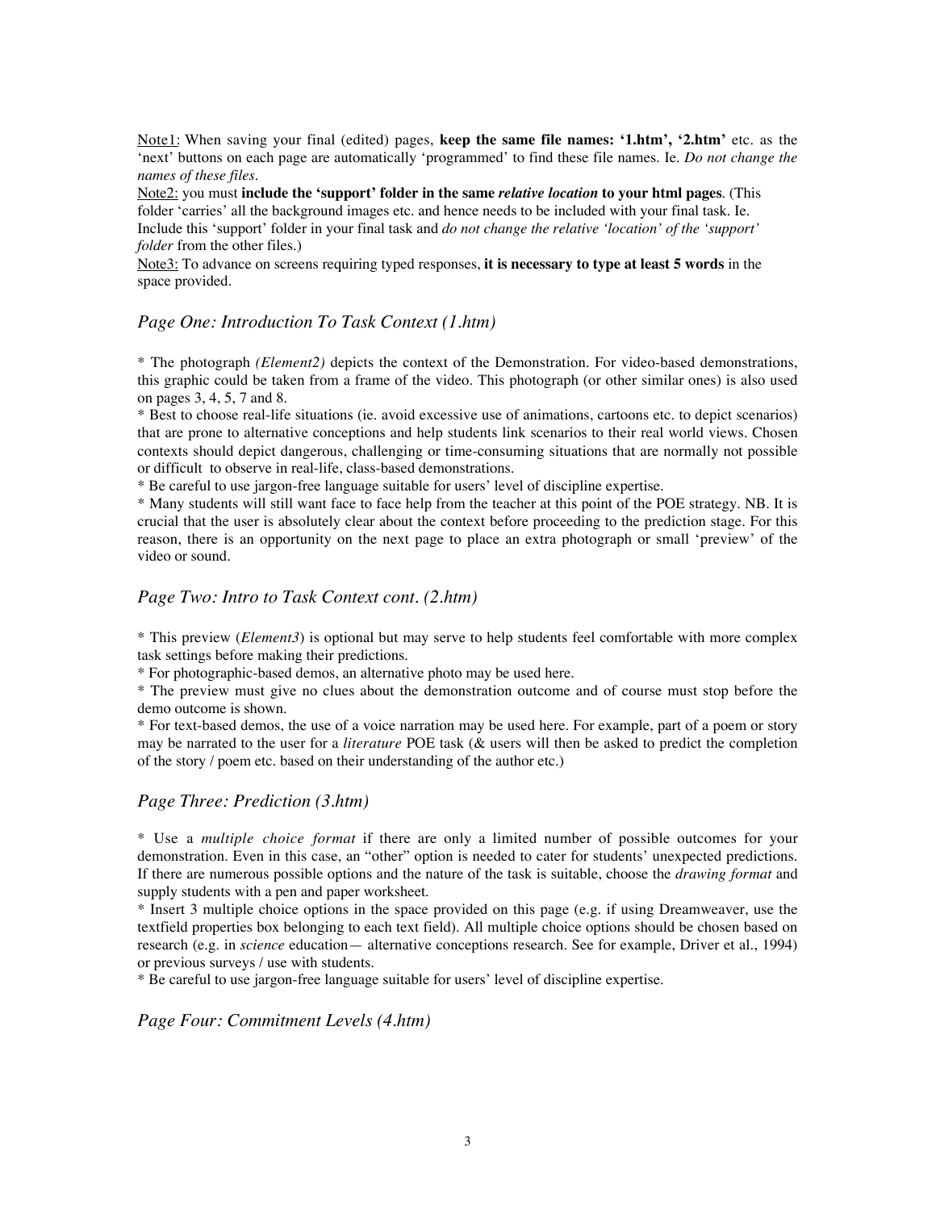Note1: When saving your final (edited) pages, **keep the same file names: '1.htm', '2.htm'** etc. as the 'next' buttons on each page are automatically 'programmed' to find these file names. Ie. *Do not change the names of these files*.
Note2: you must **include the 'support' folder in the same *relative location* to your html pages**. (This folder 'carries' all the background images etc. and hence needs to be included with your final task. Ie. Include this 'support' folder in your final task and *do not change the relative 'location' of the 'support' folder* from the other files.)
Note3: To advance on screens requiring typed responses, **it is necessary to type at least 5 words** in the space provided.

### *Page One: Introduction To Task Context (1.htm)*

* The photograph *(Element2)* depicts the context of the Demonstration. For video-based demonstrations, this graphic could be taken from a frame of the video. This photograph (or other similar ones) is also used on pages 3, 4, 5, 7 and 8.
* Best to choose real-life situations (ie. avoid excessive use of animations, cartoons etc. to depict scenarios) that are prone to alternative conceptions and help students link scenarios to their real world views. Chosen contexts should depict dangerous, challenging or time-consuming situations that are normally not possible or difficult to observe in real-life, class-based demonstrations.
* Be careful to use jargon-free language suitable for users' level of discipline expertise.
* Many students will still want face to face help from the teacher at this point of the POE strategy. NB. It is crucial that the user is absolutely clear about the context before proceeding to the prediction stage. For this reason, there is an opportunity on the next page to place an extra photograph or small 'preview' of the video or sound.

### *Page Two: Intro to Task Context cont. (2.htm)*

* This preview (*Element3*) is optional but may serve to help students feel comfortable with more complex task settings before making their predictions.
* For photographic-based demos, an alternative photo may be used here.
* The preview must give no clues about the demonstration outcome and of course must stop before the demo outcome is shown.
* For text-based demos, the use of a voice narration may be used here. For example, part of a poem or story may be narrated to the user for a *literature* POE task (& users will then be asked to predict the completion of the story / poem etc. based on their understanding of the author etc.)

### *Page Three: Prediction (3.htm)*

* Use a *multiple choice format* if there are only a limited number of possible outcomes for your demonstration. Even in this case, an "other" option is needed to cater for students' unexpected predictions. If there are numerous possible options and the nature of the task is suitable, choose the *drawing format* and supply students with a pen and paper worksheet.
* Insert 3 multiple choice options in the space provided on this page (e.g. if using Dreamweaver, use the textfield properties box belonging to each text field). All multiple choice options should be chosen based on research (e.g. in *science* education— alternative conceptions research. See for example, Driver et al., 1994) or previous surveys / use with students.
* Be careful to use jargon-free language suitable for users' level of discipline expertise.

### *Page Four: Commitment Levels (4.htm)*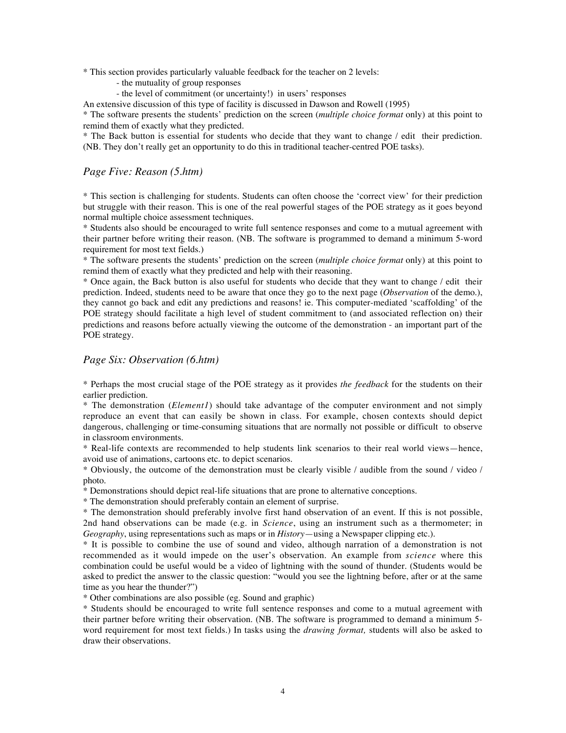* This section provides particularly valuable feedback for the teacher on 2 levels:

- the mutuality of group responses
- the level of commitment (or uncertainty!) in users' responses

An extensive discussion of this type of facility is discussed in Dawson and Rowell (1995)

* The software presents the students' prediction on the screen (*multiple choice format* only) at this point to remind them of exactly what they predicted.

* The Back button is essential for students who decide that they want to change / edit their prediction. (NB. They don't really get an opportunity to do this in traditional teacher-centred POE tasks).

### *Page Five: Reason (5.htm)*

* This section is challenging for students. Students can often choose the 'correct view' for their prediction but struggle with their reason. This is one of the real powerful stages of the POE strategy as it goes beyond normal multiple choice assessment techniques.

* Students also should be encouraged to write full sentence responses and come to a mutual agreement with their partner before writing their reason. (NB. The software is programmed to demand a minimum 5-word requirement for most text fields.)

* The software presents the students' prediction on the screen (*multiple choice format* only) at this point to remind them of exactly what they predicted and help with their reasoning.

* Once again, the Back button is also useful for students who decide that they want to change / edit their prediction. Indeed, students need to be aware that once they go to the next page (*Observation* of the demo.), they cannot go back and edit any predictions and reasons! ie. This computer-mediated 'scaffolding' of the POE strategy should facilitate a high level of student commitment to (and associated reflection on) their predictions and reasons before actually viewing the outcome of the demonstration - an important part of the POE strategy.

### *Page Six: Observation (6.htm)*

* Perhaps the most crucial stage of the POE strategy as it provides *the feedback* for the students on their earlier prediction.

* The demonstration (*Element1*) should take advantage of the computer environment and not simply reproduce an event that can easily be shown in class. For example, chosen contexts should depict dangerous, challenging or time-consuming situations that are normally not possible or difficult to observe in classroom environments.

* Real-life contexts are recommended to help students link scenarios to their real world views—hence, avoid use of animations, cartoons etc. to depict scenarios.

* Obviously, the outcome of the demonstration must be clearly visible / audible from the sound / video / photo.

* Demonstrations should depict real-life situations that are prone to alternative conceptions.

* The demonstration should preferably contain an element of surprise.

* The demonstration should preferably involve first hand observation of an event. If this is not possible, 2nd hand observations can be made (e.g. in *Science*, using an instrument such as a thermometer; in *Geography*, using representations such as maps or in *History*—using a Newspaper clipping etc.).

* It is possible to combine the use of sound and video, although narration of a demonstration is not recommended as it would impede on the user's observation. An example from *science* where this combination could be useful would be a video of lightning with the sound of thunder. (Students would be asked to predict the answer to the classic question: "would you see the lightning before, after or at the same time as you hear the thunder?")

* Other combinations are also possible (eg. Sound and graphic)

* Students should be encouraged to write full sentence responses and come to a mutual agreement with their partner before writing their observation. (NB. The software is programmed to demand a minimum 5-word requirement for most text fields.) In tasks using the *drawing format,* students will also be asked to draw their observations.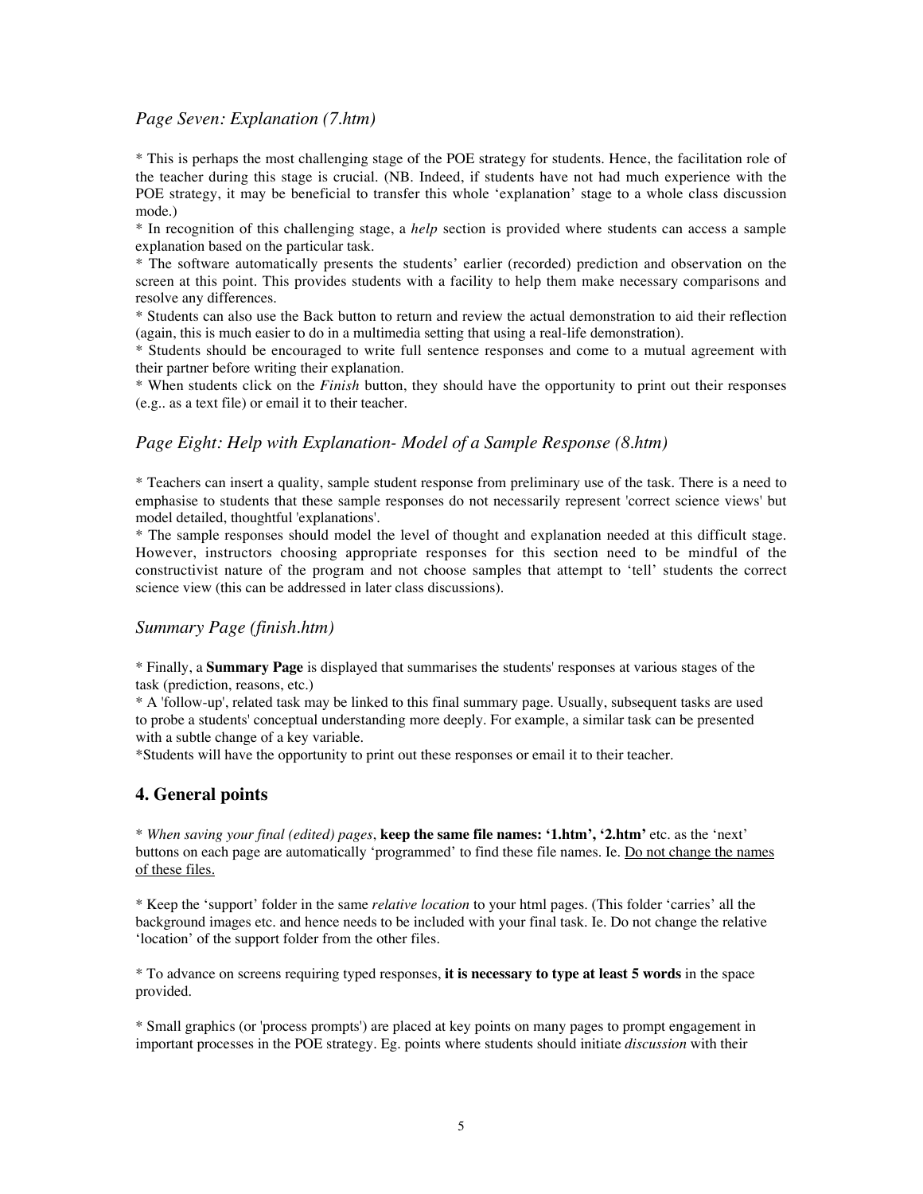### *Page Seven: Explanation (7.htm)*

* This is perhaps the most challenging stage of the POE strategy for students. Hence, the facilitation role of the teacher during this stage is crucial. (NB. Indeed, if students have not had much experience with the POE strategy, it may be beneficial to transfer this whole 'explanation' stage to a whole class discussion mode.)
* In recognition of this challenging stage, a *help* section is provided where students can access a sample explanation based on the particular task.
* The software automatically presents the students' earlier (recorded) prediction and observation on the screen at this point. This provides students with a facility to help them make necessary comparisons and resolve any differences.
* Students can also use the Back button to return and review the actual demonstration to aid their reflection (again, this is much easier to do in a multimedia setting that using a real-life demonstration).
* Students should be encouraged to write full sentence responses and come to a mutual agreement with their partner before writing their explanation.
* When students click on the *Finish* button, they should have the opportunity to print out their responses (e.g.. as a text file) or email it to their teacher.

### *Page Eight: Help with Explanation- Model of a Sample Response (8.htm)*

* Teachers can insert a quality, sample student response from preliminary use of the task. There is a need to emphasise to students that these sample responses do not necessarily represent 'correct science views' but model detailed, thoughtful 'explanations'.
* The sample responses should model the level of thought and explanation needed at this difficult stage. However, instructors choosing appropriate responses for this section need to be mindful of the constructivist nature of the program and not choose samples that attempt to 'tell' students the correct science view (this can be addressed in later class discussions).

### *Summary Page (finish.htm)*

* Finally, a **Summary Page** is displayed that summarises the students' responses at various stages of the task (prediction, reasons, etc.)
* A 'follow-up', related task may be linked to this final summary page. Usually, subsequent tasks are used to probe a students' conceptual understanding more deeply. For example, a similar task can be presented with a subtle change of a key variable.
*Students will have the opportunity to print out these responses or email it to their teacher.

## 4. General points

* *When saving your final (edited) pages*, **keep the same file names: '1.htm', '2.htm'** etc. as the 'next' buttons on each page are automatically 'programmed' to find these file names. Ie. <u>Do not change the names of these files.</u>

* Keep the 'support' folder in the same *relative location* to your html pages. (This folder 'carries' all the background images etc. and hence needs to be included with your final task. Ie. Do not change the relative 'location' of the support folder from the other files.

* To advance on screens requiring typed responses, **it is necessary to type at least 5 words** in the space provided.

* Small graphics (or 'process prompts') are placed at key points on many pages to prompt engagement in important processes in the POE strategy. Eg. points where students should initiate *discussion* with their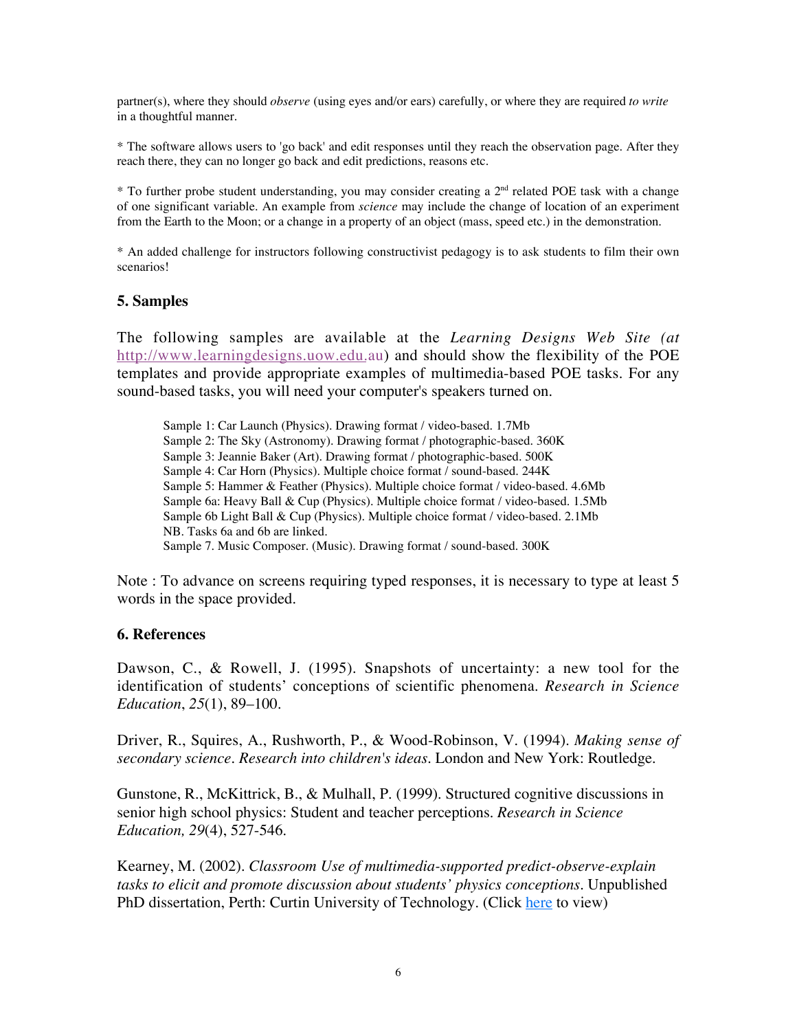partner(s), where they should *observe* (using eyes and/or ears) carefully, or where they are required *to write* in a thoughtful manner.

* The software allows users to 'go back' and edit responses until they reach the observation page. After they reach there, they can no longer go back and edit predictions, reasons etc.

* To further probe student understanding, you may consider creating a 2nd related POE task with a change of one significant variable. An example from *science* may include the change of location of an experiment from the Earth to the Moon; or a change in a property of an object (mass, speed etc.) in the demonstration.

* An added challenge for instructors following constructivist pedagogy is to ask students to film their own scenarios!

## 5. Samples

The following samples are available at the *Learning Designs Web Site (at* [http://www.learningdesigns.uow.edu.au](http://www.learningdesigns.uow.edu.au)) and should show the flexibility of the POE templates and provide appropriate examples of multimedia-based POE tasks. For any sound-based tasks, you will need your computer's speakers turned on.

> Sample 1: Car Launch (Physics). Drawing format / video-based. 1.7Mb
> Sample 2: The Sky (Astronomy). Drawing format / photographic-based. 360K
> Sample 3: Jeannie Baker (Art). Drawing format / photographic-based. 500K
> Sample 4: Car Horn (Physics). Multiple choice format / sound-based. 244K
> Sample 5: Hammer & Feather (Physics). Multiple choice format / video-based. 4.6Mb
> Sample 6a: Heavy Ball & Cup (Physics). Multiple choice format / video-based. 1.5Mb
> Sample 6b Light Ball & Cup (Physics). Multiple choice format / video-based. 2.1Mb
> NB. Tasks 6a and 6b are linked.
> Sample 7. Music Composer. (Music). Drawing format / sound-based. 300K

Note : To advance on screens requiring typed responses, it is necessary to type at least 5 words in the space provided.

## 6. References

Dawson, C., & Rowell, J. (1995). Snapshots of uncertainty: a new tool for the identification of students' conceptions of scientific phenomena. *Research in Science Education*, *25*(1), 89–100.

Driver, R., Squires, A., Rushworth, P., & Wood-Robinson, V. (1994). *Making sense of secondary science*. *Research into children's ideas*. London and New York: Routledge.

Gunstone, R., McKittrick, B., & Mulhall, P. (1999). Structured cognitive discussions in senior high school physics: Student and teacher perceptions. *Research in Science Education, 29*(4), 527-546.

Kearney, M. (2002). *Classroom Use of multimedia-supported predict-observe-explain tasks to elicit and promote discussion about students' physics conceptions*. Unpublished PhD dissertation, Perth: Curtin University of Technology. (Click here to view)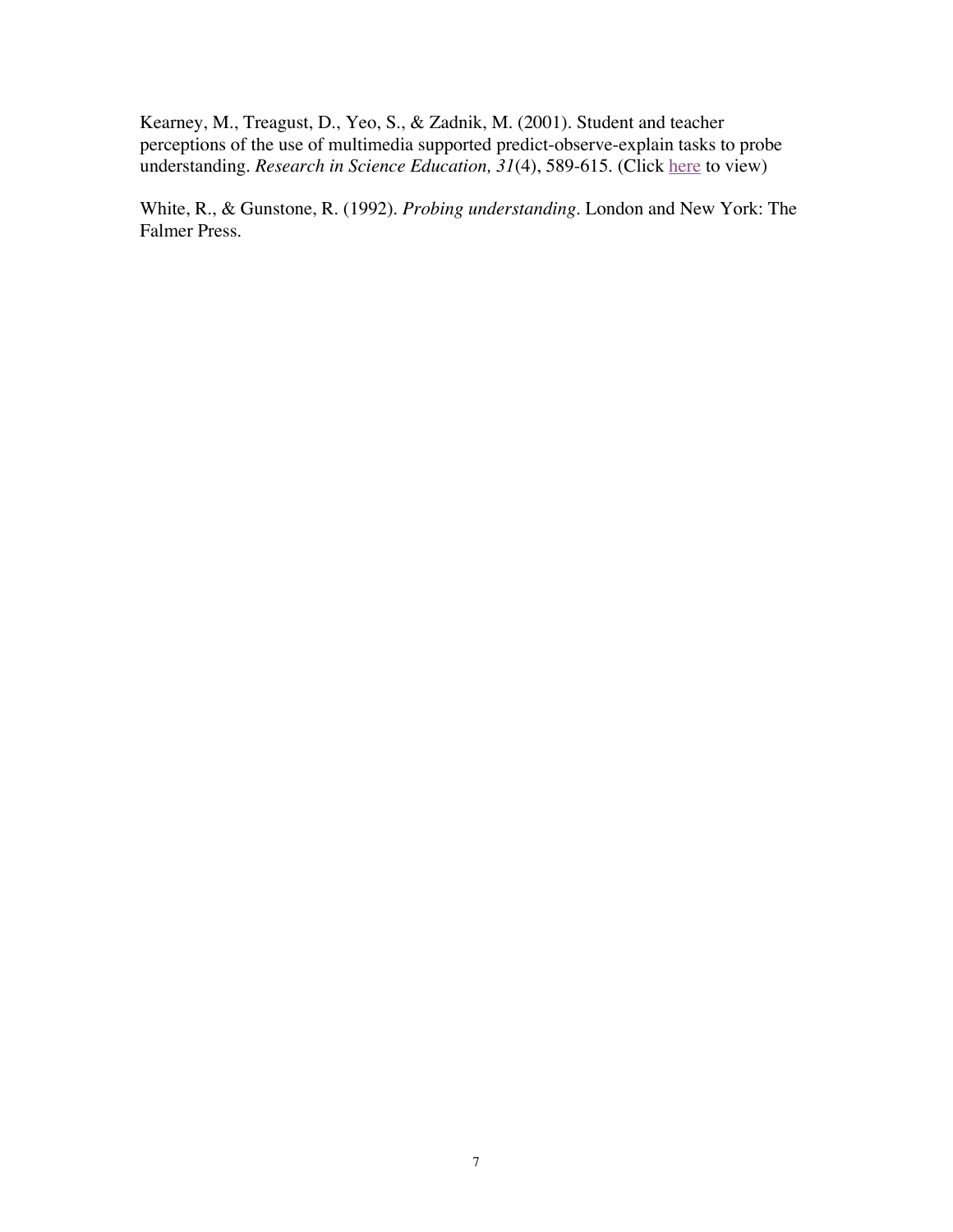Kearney, M., Treagust, D., Yeo, S., & Zadnik, M. (2001). Student and teacher perceptions of the use of multimedia supported predict-observe-explain tasks to probe understanding. *Research in Science Education, 31*(4), 589-615. (Click here to view)

White, R., & Gunstone, R. (1992). *Probing understanding*. London and New York: The Falmer Press.